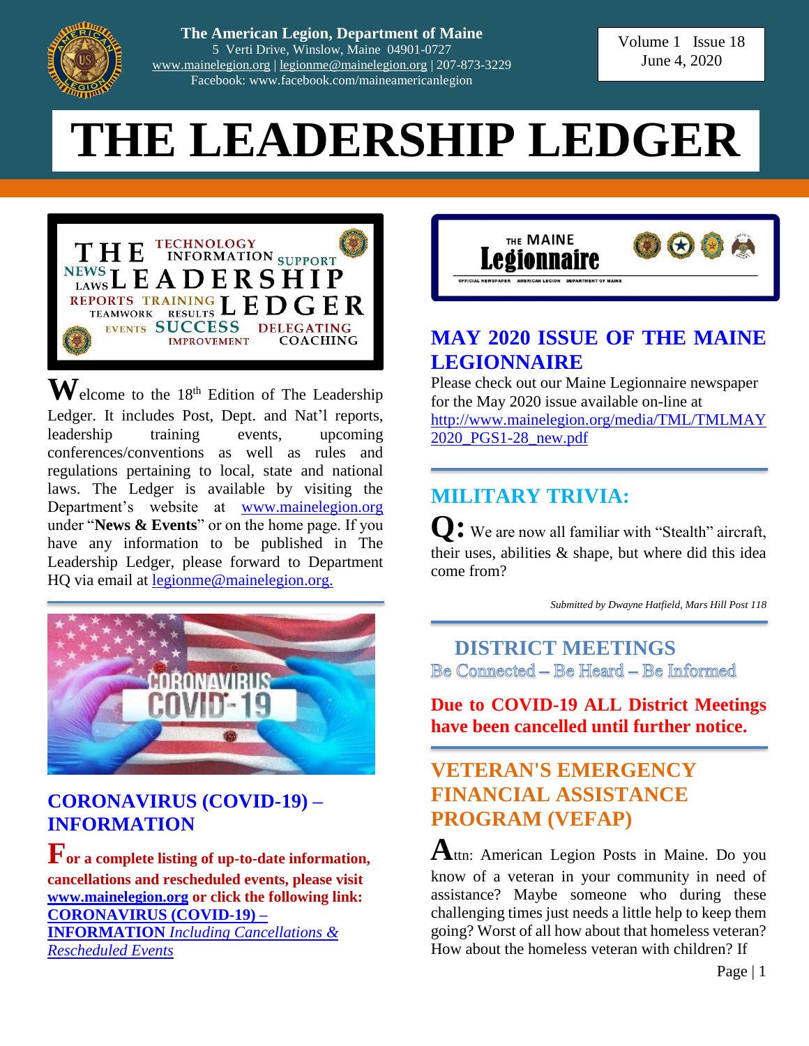The American Legion, Department of Maine
5 Verti Drive, Winslow, Maine 04901-0727
www.mainelegion.org | legionme@mainelegion.org | 207-873-3229
Facebook: www.facebook.com/maineamericanlegion

Volume 1 Issue 18
June 4, 2020

# THE LEADERSHIP LEDGER

Welcome to the 18th Edition of The Leadership Ledger. It includes Post, Dept. and Nat'l reports, leadership training events, upcoming conferences/conventions as well as rules and regulations pertaining to local, state and national laws. The Ledger is available by visiting the Department's website at www.mainelegion.org under "**News & Events**" or on the home page. If you have any information to be published in The Leadership Ledger, please forward to Department HQ via email at legionme@mainelegion.org.

## CORONAVIRUS (COVID-19) – INFORMATION

**For a complete listing of up-to-date information, cancellations and rescheduled events, please visit www.mainelegion.org or click the following link: CORONAVIRUS (COVID-19) – INFORMATION** *Including Cancellations & Rescheduled Events*

## MAY 2020 ISSUE OF THE MAINE LEGIONNAIRE

Please check out our Maine Legionnaire newspaper for the May 2020 issue available on-line at http://www.mainelegion.org/media/TML/TMLMAY2020_PGS1-28_new.pdf

## MILITARY TRIVIA:

**Q:** We are now all familiar with "Stealth" aircraft, their uses, abilities & shape, but where did this idea come from?

*Submitted by Dwayne Hatfield, Mars Hill Post 118*

## DISTRICT MEETINGS

Be Connected – Be Heard – Be Informed

**Due to COVID-19 ALL District Meetings have been cancelled until further notice.**

## VETERAN'S EMERGENCY FINANCIAL ASSISTANCE PROGRAM (VEFAP)

Attn: American Legion Posts in Maine. Do you know of a veteran in your community in need of assistance? Maybe someone who during these challenging times just needs a little help to keep them going? Worst of all how about that homeless veteran? How about the homeless veteran with children? If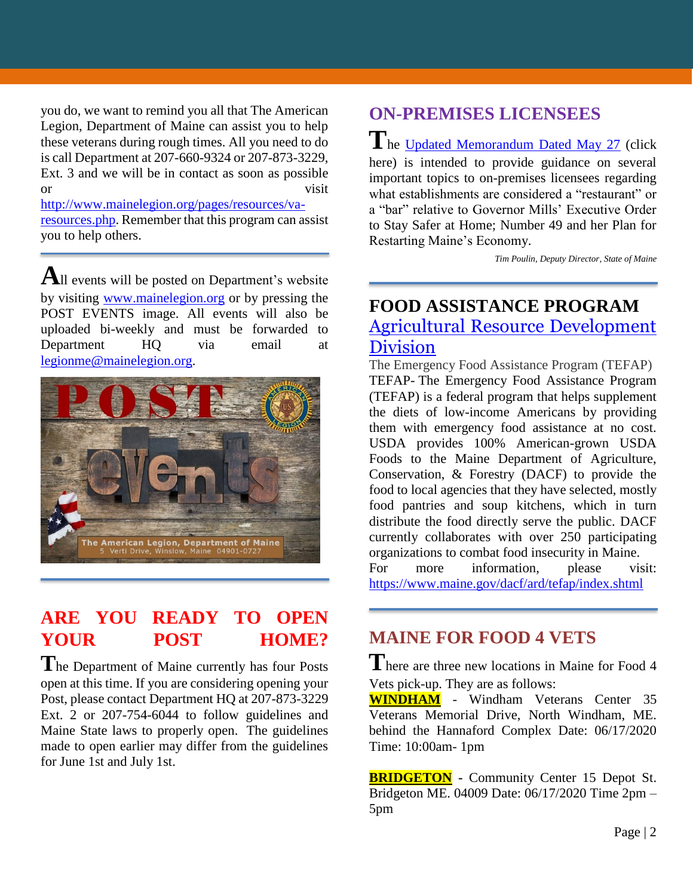you do, we want to remind you all that The American Legion, Department of Maine can assist you to help these veterans during rough times. All you need to do is call Department at 207-660-9324 or 207-873-3229, Ext. 3 and we will be in contact as soon as possible or visit http://www.mainelegion.org/pages/resources/va-resources.php. Remember that this program can assist you to help others.

All events will be posted on Department's website by visiting www.mainelegion.org or by pressing the POST EVENTS image. All events will also be uploaded bi-weekly and must be forwarded to Department HQ via email at legionme@mainelegion.org.

## ARE YOU READY TO OPEN YOUR POST HOME?

The Department of Maine currently has four Posts open at this time. If you are considering opening your Post, please contact Department HQ at 207-873-3229 Ext. 2 or 207-754-6044 to follow guidelines and Maine State laws to properly open. The guidelines made to open earlier may differ from the guidelines for June 1st and July 1st.

## ON-PREMISES LICENSEES

The Updated Memorandum Dated May 27 (click here) is intended to provide guidance on several important topics to on-premises licensees regarding what establishments are considered a "restaurant" or a "bar" relative to Governor Mills' Executive Order to Stay Safer at Home; Number 49 and her Plan for Restarting Maine's Economy.

*Tim Poulin, Deputy Director, State of Maine*

## FOOD ASSISTANCE PROGRAM

### Agricultural Resource Development Division

The Emergency Food Assistance Program (TEFAP)

TEFAP- The Emergency Food Assistance Program (TEFAP) is a federal program that helps supplement the diets of low-income Americans by providing them with emergency food assistance at no cost. USDA provides 100% American-grown USDA Foods to the Maine Department of Agriculture, Conservation, & Forestry (DACF) to provide the food to local agencies that they have selected, mostly food pantries and soup kitchens, which in turn distribute the food directly serve the public. DACF currently collaborates with over 250 participating organizations to combat food insecurity in Maine.

For more information, please visit: https://www.maine.gov/dacf/ard/tefap/index.shtml

## MAINE FOR FOOD 4 VETS

There are three new locations in Maine for Food 4 Vets pick-up. They are as follows:

**WINDHAM** - Windham Veterans Center 35 Veterans Memorial Drive, North Windham, ME. behind the Hannaford Complex Date: 06/17/2020 Time: 10:00am- 1pm

**BRIDGETON** - Community Center 15 Depot St. Bridgeton ME. 04009 Date: 06/17/2020 Time 2pm – 5pm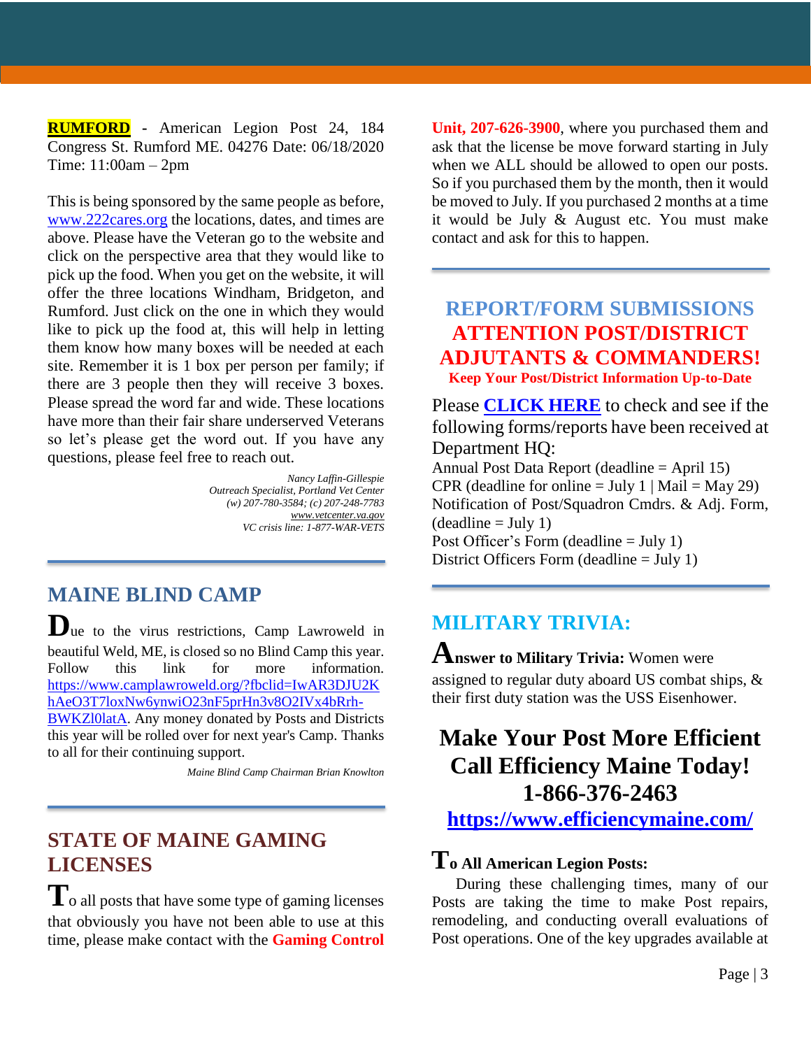**RUMFORD** - American Legion Post 24, 184 Congress St. Rumford ME. 04276 Date: 06/18/2020 Time: 11:00am – 2pm

This is being sponsored by the same people as before, www.222cares.org the locations, dates, and times are above. Please have the Veteran go to the website and click on the perspective area that they would like to pick up the food. When you get on the website, it will offer the three locations Windham, Bridgeton, and Rumford. Just click on the one in which they would like to pick up the food at, this will help in letting them know how many boxes will be needed at each site. Remember it is 1 box per person per family; if there are 3 people then they will receive 3 boxes. Please spread the word far and wide. These locations have more than their fair share underserved Veterans so let's please get the word out. If you have any questions, please feel free to reach out.

*Nancy Laffin-Gillespie*
*Outreach Specialist, Portland Vet Center*
*(w) 207-780-3584; (c) 207-248-7783*
*www.vetcenter.va.gov*
*VC crisis line: 1-877-WAR-VETS*

## MAINE BLIND CAMP

Due to the virus restrictions, Camp Lawroweld in beautiful Weld, ME, is closed so no Blind Camp this year. Follow this link for more information. https://www.camplawroweld.org/?fbclid=IwAR3DJU2KhAeO3T7loxNw6ynwiO23nF5prHn3v8O2IVx4bRrh-BWKZl0latA. Any money donated by Posts and Districts this year will be rolled over for next year's Camp. Thanks to all for their continuing support.

*Maine Blind Camp Chairman Brian Knowlton*

## STATE OF MAINE GAMING LICENSES

To all posts that have some type of gaming licenses that obviously you have not been able to use at this time, please make contact with the **Gaming Control Unit, 207-626-3900**, where you purchased them and ask that the license be move forward starting in July when we ALL should be allowed to open our posts. So if you purchased them by the month, then it would be moved to July. If you purchased 2 months at a time it would be July & August etc. You must make contact and ask for this to happen.

## REPORT/FORM SUBMISSIONS
## ATTENTION POST/DISTRICT ADJUTANTS & COMMANDERS!
**Keep Your Post/District Information Up-to-Date**

Please **CLICK HERE** to check and see if the following forms/reports have been received at Department HQ:

Annual Post Data Report (deadline = April 15)
CPR (deadline for online = July 1 | Mail = May 29)
Notification of Post/Squadron Cmdrs. & Adj. Form, (deadline = July 1)
Post Officer's Form (deadline = July 1)
District Officers Form (deadline = July 1)

## MILITARY TRIVIA:

**Answer to Military Trivia:** Women were assigned to regular duty aboard US combat ships, & their first duty station was the USS Eisenhower.

## Make Your Post More Efficient Call Efficiency Maine Today! 1-866-376-2463

**https://www.efficiencymaine.com/**

### To All American Legion Posts:

During these challenging times, many of our Posts are taking the time to make Post repairs, remodeling, and conducting overall evaluations of Post operations. One of the key upgrades available at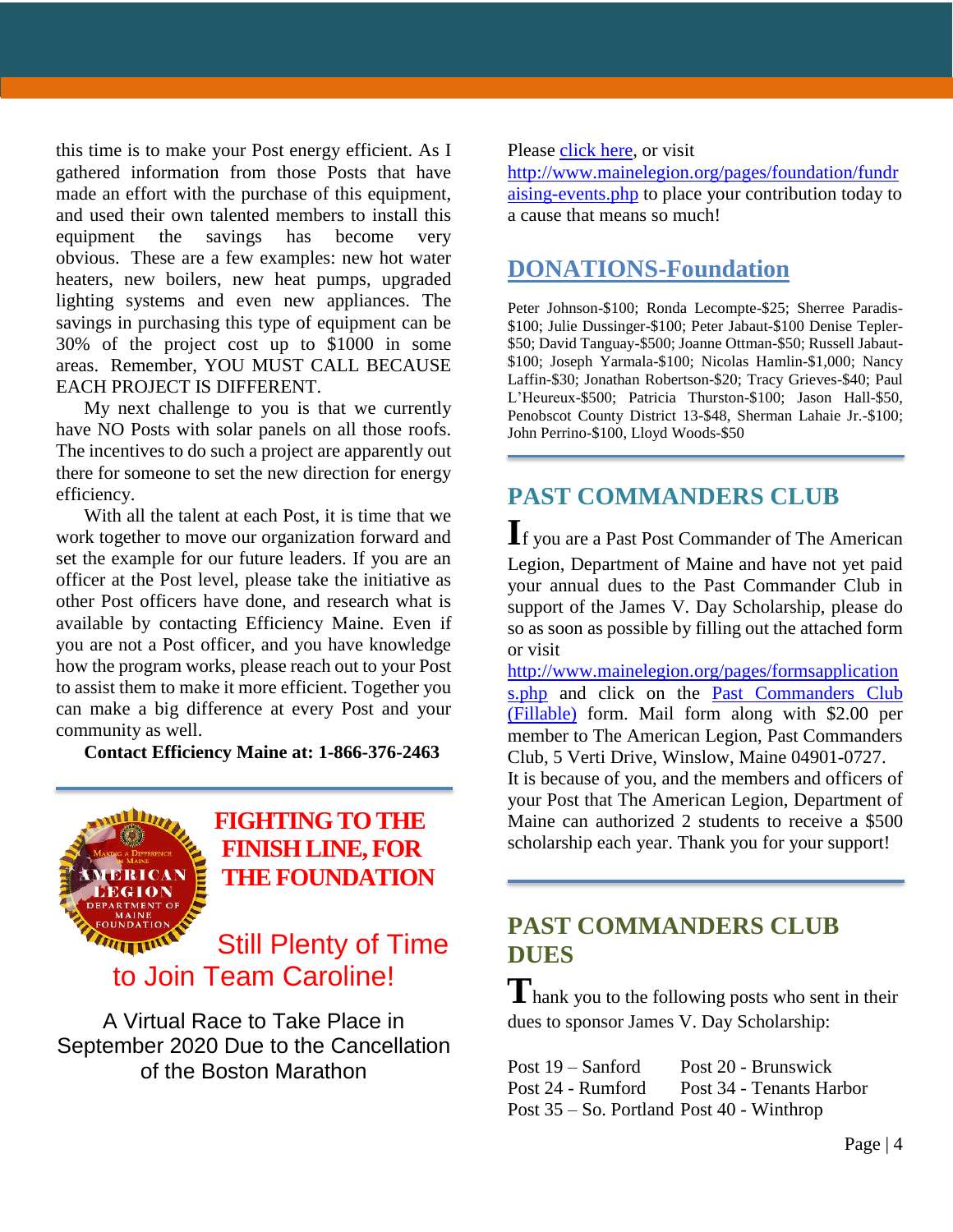this time is to make your Post energy efficient. As I gathered information from those Posts that have made an effort with the purchase of this equipment, and used their own talented members to install this equipment the savings has become very obvious. These are a few examples: new hot water heaters, new boilers, new heat pumps, upgraded lighting systems and even new appliances. The savings in purchasing this type of equipment can be 30% of the project cost up to $1000 in some areas. Remember, YOU MUST CALL BECAUSE EACH PROJECT IS DIFFERENT.

My next challenge to you is that we currently have NO Posts with solar panels on all those roofs. The incentives to do such a project are apparently out there for someone to set the new direction for energy efficiency.

With all the talent at each Post, it is time that we work together to move our organization forward and set the example for our future leaders. If you are an officer at the Post level, please take the initiative as other Post officers have done, and research what is available by contacting Efficiency Maine. Even if you are not a Post officer, and you have knowledge how the program works, please reach out to your Post to assist them to make it more efficient. Together you can make a big difference at every Post and your community as well.

**Contact Efficiency Maine at: 1-866-376-2463**

---

## FIGHTING TO THE FINISH LINE, FOR THE FOUNDATION

Still Plenty of Time to Join Team Caroline!

A Virtual Race to Take Place in September 2020 Due to the Cancellation of the Boston Marathon

Please click here, or visit http://www.mainelegion.org/pages/foundation/fundraising-events.php to place your contribution today to a cause that means so much!

## DONATIONS-Foundation

Peter Johnson-$100; Ronda Lecompte-$25; Sherree Paradis-$100; Julie Dussinger-$100; Peter Jabaut-$100 Denise Tepler-$50; David Tanguay-$500; Joanne Ottman-$50; Russell Jabaut-$100; Joseph Yarmala-$100; Nicolas Hamlin-$1,000; Nancy Laffin-$30; Jonathan Robertson-$20; Tracy Grieves-$40; Paul L'Heureux-$500; Patricia Thurston-$100; Jason Hall-$50, Penobscot County District 13-$48, Sherman Lahaie Jr.-$100; John Perrino-$100, Lloyd Woods-$50

---

## PAST COMMANDERS CLUB

If you are a Past Post Commander of The American Legion, Department of Maine and have not yet paid your annual dues to the Past Commander Club in support of the James V. Day Scholarship, please do so as soon as possible by filling out the attached form or visit http://www.mainelegion.org/pages/formsapplications.php and click on the Past Commanders Club (Fillable) form. Mail form along with $2.00 per member to The American Legion, Past Commanders Club, 5 Verti Drive, Winslow, Maine 04901-0727. It is because of you, and the members and officers of your Post that The American Legion, Department of Maine can authorized 2 students to receive a $500 scholarship each year. Thank you for your support!

---

## PAST COMMANDERS CLUB DUES

Thank you to the following posts who sent in their dues to sponsor James V. Day Scholarship:

Post 19 – Sanford
Post 20 - Brunswick
Post 24 - Rumford
Post 34 - Tenants Harbor
Post 35 – So. Portland
Post 40 - Winthrop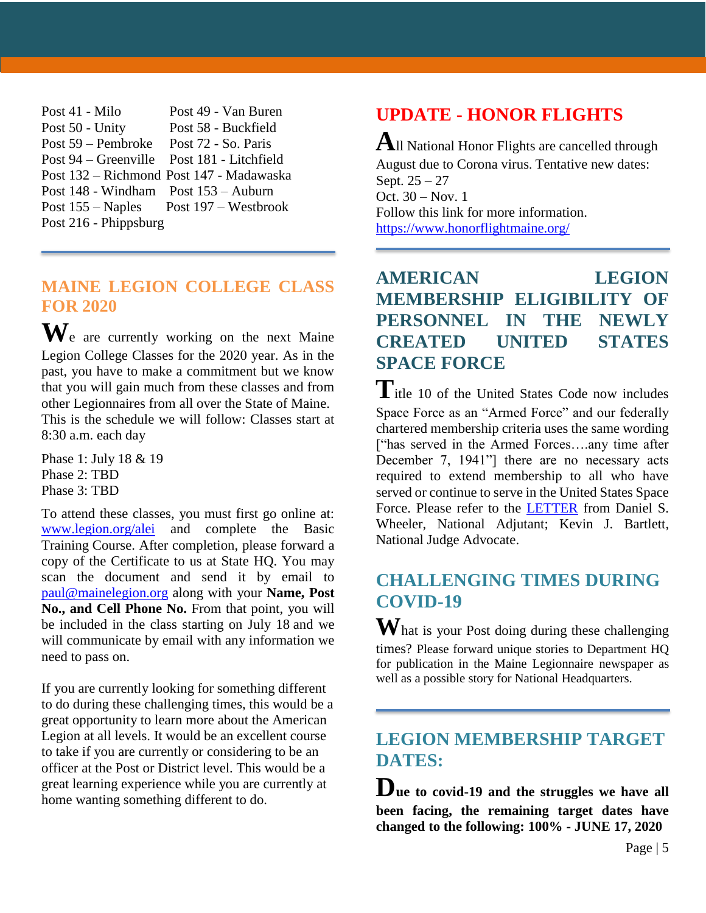Post 41 - Milo
Post 49 - Van Buren
Post 50 - Unity
Post 58 - Buckfield
Post 59 – Pembroke
Post 72 - So. Paris
Post 94 – Greenville
Post 181 - Litchfield
Post 132 – Richmond
Post 147 - Madawaska
Post 148 - Windham
Post 153 – Auburn
Post 155 – Naples
Post 197 – Westbrook
Post 216 - Phippsburg

## MAINE LEGION COLLEGE CLASS FOR 2020

We are currently working on the next Maine Legion College Classes for the 2020 year. As in the past, you have to make a commitment but we know that you will gain much from these classes and from other Legionnaires from all over the State of Maine. This is the schedule we will follow: Classes start at 8:30 a.m. each day

Phase 1: July 18 & 19
Phase 2: TBD
Phase 3: TBD

To attend these classes, you must first go online at: www.legion.org/alei and complete the Basic Training Course. After completion, please forward a copy of the Certificate to us at State HQ. You may scan the document and send it by email to paul@mainelegion.org along with your **Name, Post No., and Cell Phone No.** From that point, you will be included in the class starting on July 18 and we will communicate by email with any information we need to pass on.

If you are currently looking for something different to do during these challenging times, this would be a great opportunity to learn more about the American Legion at all levels. It would be an excellent course to take if you are currently or considering to be an officer at the Post or District level. This would be a great learning experience while you are currently at home wanting something different to do.

## UPDATE - HONOR FLIGHTS

All National Honor Flights are cancelled through August due to Corona virus. Tentative new dates:
Sept. 25 – 27
Oct. 30 – Nov. 1
Follow this link for more information.
https://www.honorflightmaine.org/

## AMERICAN LEGION MEMBERSHIP ELIGIBILITY OF PERSONNEL IN THE NEWLY CREATED UNITED STATES SPACE FORCE

Title 10 of the United States Code now includes Space Force as an "Armed Force" and our federally chartered membership criteria uses the same wording ["has served in the Armed Forces….any time after December 7, 1941"] there are no necessary acts required to extend membership to all who have served or continue to serve in the United States Space Force. Please refer to the LETTER from Daniel S. Wheeler, National Adjutant; Kevin J. Bartlett, National Judge Advocate.

## CHALLENGING TIMES DURING COVID-19

What is your Post doing during these challenging times? Please forward unique stories to Department HQ for publication in the Maine Legionnaire newspaper as well as a possible story for National Headquarters.

## LEGION MEMBERSHIP TARGET DATES:

**Due to covid-19 and the struggles we have all been facing, the remaining target dates have changed to the following: 100% - JUNE 17, 2020**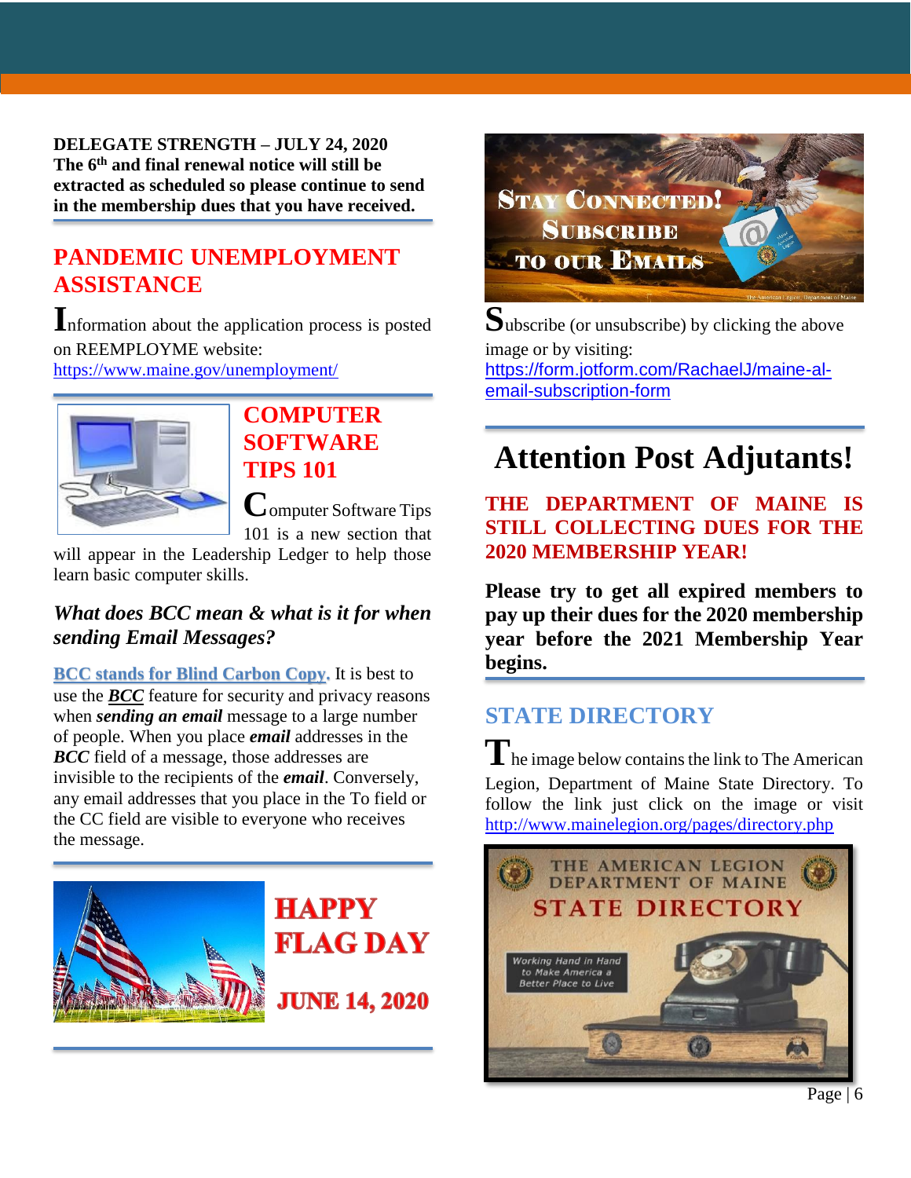**DELEGATE STRENGTH – JULY 24, 2020**
**The 6th and final renewal notice will still be extracted as scheduled so please continue to send in the membership dues that you have received.**

## PANDEMIC UNEMPLOYMENT ASSISTANCE

Information about the application process is posted on REEMPLOYME website:
https://www.maine.gov/unemployment/

## COMPUTER SOFTWARE TIPS 101

Computer Software Tips 101 is a new section that will appear in the Leadership Ledger to help those learn basic computer skills.

### *What does BCC mean & what is it for when sending Email Messages?*

**BCC stands for Blind Carbon Copy.** It is best to use the ***BCC*** feature for security and privacy reasons when ***sending an email*** message to a large number of people. When you place ***email*** addresses in the ***BCC*** field of a message, those addresses are invisible to the recipients of the ***email***. Conversely, any email addresses that you place in the To field or the CC field are visible to everyone who receives the message.

## HAPPY FLAG DAY

**JUNE 14, 2020**

Subscribe (or unsubscribe) by clicking the above image or by visiting:
https://form.jotform.com/RachaelJ/maine-al-email-subscription-form

# Attention Post Adjutants!

**THE DEPARTMENT OF MAINE IS STILL COLLECTING DUES FOR THE 2020 MEMBERSHIP YEAR!**

**Please try to get all expired members to pay up their dues for the 2020 membership year before the 2021 Membership Year begins.**

## STATE DIRECTORY

The image below contains the link to The American Legion, Department of Maine State Directory. To follow the link just click on the image or visit http://www.mainelegion.org/pages/directory.php